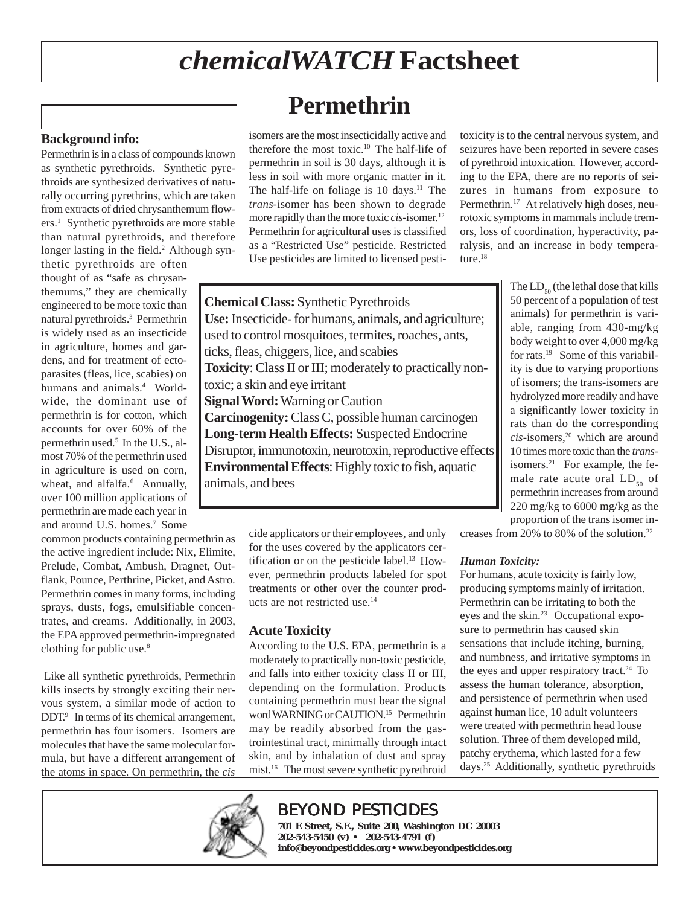# chemicalWATCH Factsheet

## Permethrin

### Background info:

Permethrin is in a class of compounds known as synthetic pyrethroids. Synthetic pyrethroids are synthesized derivatives of naturally occurring pyrethrins, which are taken from extracts of dried chrysanthemum flowers.[1] Synthetic pyrethroids are more stable than natural pyrethroids, and therefore longer lasting in the field.[2] Although synthetic pyrethroids are often thought of as "safe as chrysanthemums," they are chemically engineered to be more toxic than natural pyrethroids.[3] Permethrin is widely used as an insecticide in agriculture, homes and gardens, and for treatment of ectoparasites (fleas, lice, scabies) on humans and animals.[4] Worldwide, the dominant use of permethrin is for cotton, which accounts for over 60% of the permethrin used.[5] In the U.S., almost 70% of the permethrin used in agriculture is used on corn, wheat, and alfalfa.[6] Annually, over 100 million applications of permethrin are made each year in and around U.S. homes.[7] Some common products containing permethrin as the active ingredient include: Nix, Elimite, Prelude, Combat, Ambush, Dragnet, Outflank, Pounce, Perthrine, Picket, and Astro. Permethrin comes in many forms, including sprays, dusts, fogs, emulsifiable concentrates, and creams. Additionally, in 2003, the EPA approved permethrin-impregnated clothing for public use.[8]

Like all synthetic pyrethroids, Permethrin kills insects by strongly exciting their nervous system, a similar mode of action to DDT.[9] In terms of its chemical arrangement, permethrin has four isomers. Isomers are molecules that have the same molecular formula, but have a different arrangement of the atoms in space. On permethrin, the *cis* isomers are the most insecticidally active and therefore the most toxic.[10] The half-life of permethrin in soil is 30 days, although it is less in soil with more organic matter in it. The half-life on foliage is 10 days.[11] The *trans*-isomer has been shown to degrade more rapidly than the more toxic *cis*-isomer.[12] Permethrin for agricultural uses is classified as a "Restricted Use" pesticide. Restricted Use pesticides are limited to licensed pesticide applicators or their employees, and only for the uses covered by the applicators certification or on the pesticide label.[13] However, permethrin products labeled for spot treatments or other over the counter products are not restricted use.[14]

**Chemical Class:** Synthetic Pyrethroids
**Use:** Insecticide- for humans, animals, and agriculture; used to control mosquitoes, termites, roaches, ants, ticks, fleas, chiggers, lice, and scabies
**Toxicity**: Class II or III; moderately to practically non-toxic; a skin and eye irritant
**Signal Word:** Warning or Caution
**Carcinogenity:** Class C, possible human carcinogen
**Long-term Health Effects:** Suspected Endocrine Disruptor, immunotoxin, neurotoxin, reproductive effects
**Environmental Effects**: Highly toxic to fish, aquatic animals, and bees

### Acute Toxicity

According to the U.S. EPA, permethrin is a moderately to practically non-toxic pesticide, and falls into either toxicity class II or III, depending on the formulation. Products containing permethrin must bear the signal word WARNING or CAUTION.[15] Permethrin may be readily absorbed from the gastrointestinal tract, minimally through intact skin, and by inhalation of dust and spray mist.[16] The most severe synthetic pyrethroid toxicity is to the central nervous system, and seizures have been reported in severe cases of pyrethroid intoxication. However, according to the EPA, there are no reports of seizures in humans from exposure to Permethrin.[17] At relatively high doses, neurotoxic symptoms in mammals include tremors, loss of coordination, hyperactivity, paralysis, and an increase in body temperature.[18]

The $LD_{50}$ (the lethal dose that kills 50 percent of a population of test animals) for permethrin is variable, ranging from 430-mg/kg body weight to over 4,000 mg/kg for rats.[19] Some of this variability is due to varying proportions of isomers; the trans-isomers are hydrolyzed more readily and have a significantly lower toxicity in rats than do the corresponding *cis*-isomers,[20] which are around 10 times more toxic than the *trans*-isomers.[21] For example, the female rate acute oral $LD_{50}$ of permethrin increases from around 220 mg/kg to 6000 mg/kg as the proportion of the trans isomer increases from 20% to 80% of the solution.[22]

#### *Human Toxicity:*

For humans, acute toxicity is fairly low, producing symptoms mainly of irritation. Permethrin can be irritating to both the eyes and the skin.[23] Occupational exposure to permethrin has caused skin sensations that include itching, burning, and numbness, and irritative symptoms in the eyes and upper respiratory tract.[24] To assess the human tolerance, absorption, and persistence of permethrin when used against human lice, 10 adult volunteers were treated with permethrin head louse solution. Three of them developed mild, patchy erythema, which lasted for a few days.[25] Additionally, synthetic pyrethroids

BEYOND PESTICIDES
701 E Street, S.E., Suite 200, Washington DC 20003
202-543-5450 (v) • 202-543-4791 (f)
info@beyondpesticides.org • www.beyondpesticides.org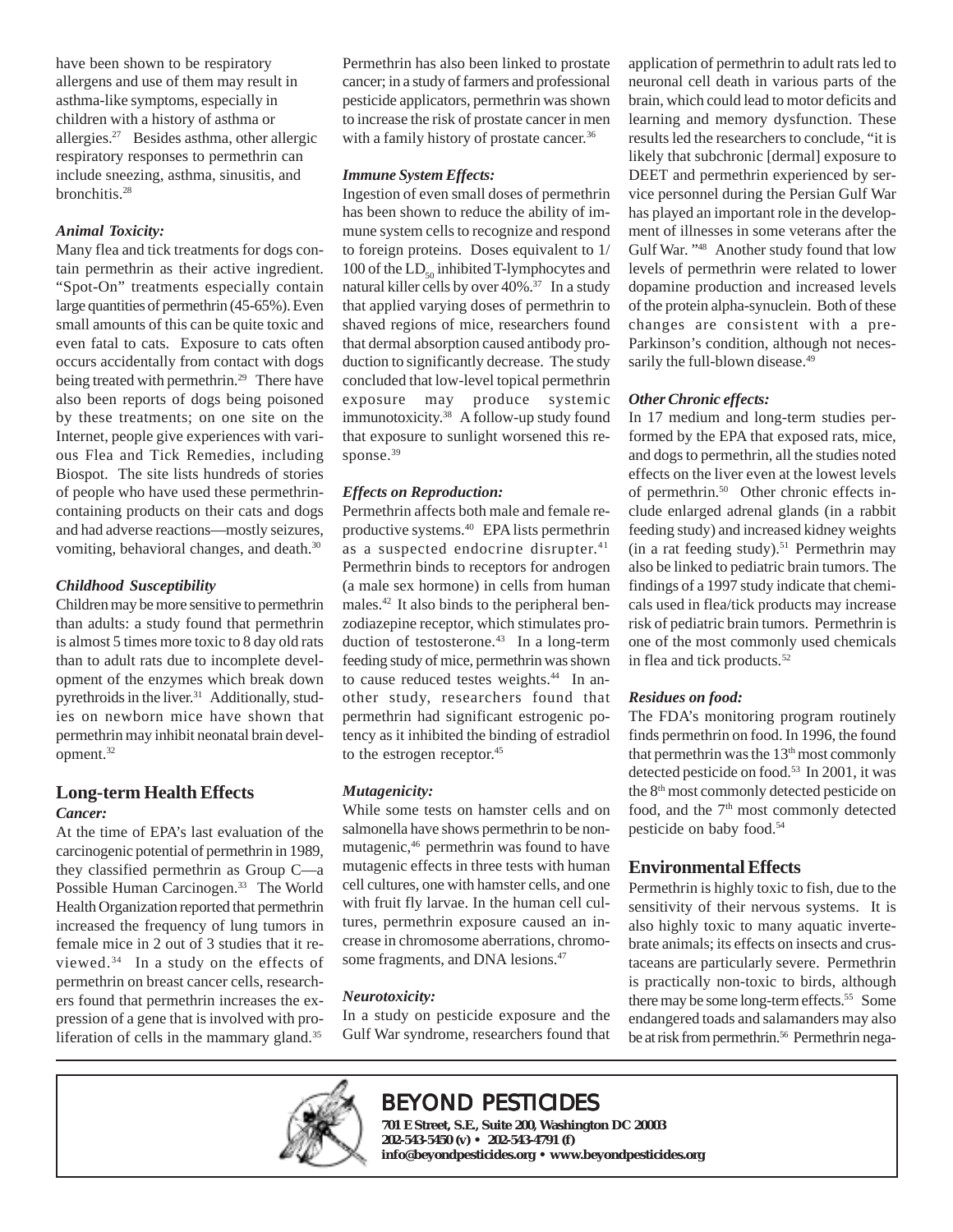have been shown to be respiratory allergens and use of them may result in asthma-like symptoms, especially in children with a history of asthma or allergies.[27] Besides asthma, other allergic respiratory responses to permethrin can include sneezing, asthma, sinusitis, and bronchitis.[28]

### *Animal Toxicity:*

Many flea and tick treatments for dogs contain permethrin as their active ingredient. "Spot-On" treatments especially contain large quantities of permethrin (45-65%). Even small amounts of this can be quite toxic and even fatal to cats. Exposure to cats often occurs accidentally from contact with dogs being treated with permethrin.[29] There have also been reports of dogs being poisoned by these treatments; on one site on the Internet, people give experiences with various Flea and Tick Remedies, including Biospot. The site lists hundreds of stories of people who have used these permethrin-containing products on their cats and dogs and had adverse reactions—mostly seizures, vomiting, behavioral changes, and death.[30]

### *Childhood Susceptibility*

Children may be more sensitive to permethrin than adults: a study found that permethrin is almost 5 times more toxic to 8 day old rats than to adult rats due to incomplete development of the enzymes which break down pyrethroids in the liver.[31] Additionally, studies on newborn mice have shown that permethrin may inhibit neonatal brain development.[32]

## Long-term Health Effects

### *Cancer:*

At the time of EPA's last evaluation of the carcinogenic potential of permethrin in 1989, they classified permethrin as Group C—a Possible Human Carcinogen.[33] The World Health Organization reported that permethrin increased the frequency of lung tumors in female mice in 2 out of 3 studies that it reviewed.[34] In a study on the effects of permethrin on breast cancer cells, researchers found that permethrin increases the expression of a gene that is involved with proliferation of cells in the mammary gland.[35]

Permethrin has also been linked to prostate cancer; in a study of farmers and professional pesticide applicators, permethrin was shown to increase the risk of prostate cancer in men with a family history of prostate cancer.[36]

### *Immune System Effects:*

Ingestion of even small doses of permethrin has been shown to reduce the ability of immune system cells to recognize and respond to foreign proteins. Doses equivalent to 1/100 of the $LD_{50}$ inhibited T-lymphocytes and natural killer cells by over 40%.[37] In a study that applied varying doses of permethrin to shaved regions of mice, researchers found that dermal absorption caused antibody production to significantly decrease. The study concluded that low-level topical permethrin exposure may produce systemic immunotoxicity.[38] A follow-up study found that exposure to sunlight worsened this response.[39]

### *Effects on Reproduction:*

Permethrin affects both male and female reproductive systems.[40] EPA lists permethrin as a suspected endocrine disrupter.[41] Permethrin binds to receptors for androgen (a male sex hormone) in cells from human males.[42] It also binds to the peripheral benzodiazepine receptor, which stimulates production of testosterone.[43] In a long-term feeding study of mice, permethrin was shown to cause reduced testes weights.[44] In another study, researchers found that permethrin had significant estrogenic potency as it inhibited the binding of estradiol to the estrogen receptor.[45]

### *Mutagenicity:*

While some tests on hamster cells and on salmonella have shows permethrin to be non-mutagenic,[46] permethrin was found to have mutagenic effects in three tests with human cell cultures, one with hamster cells, and one with fruit fly larvae. In the human cell cultures, permethrin exposure caused an increase in chromosome aberrations, chromosome fragments, and DNA lesions.[47]

### *Neurotoxicity:*

In a study on pesticide exposure and the Gulf War syndrome, researchers found that application of permethrin to adult rats led to neuronal cell death in various parts of the brain, which could lead to motor deficits and learning and memory dysfunction. These results led the researchers to conclude, "it is likely that subchronic [dermal] exposure to DEET and permethrin experienced by service personnel during the Persian Gulf War has played an important role in the development of illnesses in some veterans after the Gulf War. "[48] Another study found that low levels of permethrin were related to lower dopamine production and increased levels of the protein alpha-synuclein. Both of these changes are consistent with a pre-Parkinson's condition, although not necessarily the full-blown disease.[49]

### *Other Chronic effects:*

In 17 medium and long-term studies performed by the EPA that exposed rats, mice, and dogs to permethrin, all the studies noted effects on the liver even at the lowest levels of permethrin.[50] Other chronic effects include enlarged adrenal glands (in a rabbit feeding study) and increased kidney weights (in a rat feeding study).[51] Permethrin may also be linked to pediatric brain tumors. The findings of a 1997 study indicate that chemicals used in flea/tick products may increase risk of pediatric brain tumors. Permethrin is one of the most commonly used chemicals in flea and tick products.[52]

### *Residues on food:*

The FDA's monitoring program routinely finds permethrin on food. In 1996, the found that permethrin was the 13th most commonly detected pesticide on food.[53] In 2001, it was the 8th most commonly detected pesticide on food, and the 7th most commonly detected pesticide on baby food.[54]

## Environmental Effects

Permethrin is highly toxic to fish, due to the sensitivity of their nervous systems. It is also highly toxic to many aquatic invertebrate animals; its effects on insects and crustaceans are particularly severe. Permethrin is practically non-toxic to birds, although there may be some long-term effects.[55] Some endangered toads and salamanders may also be at risk from permethrin.[56] Permethrin nega-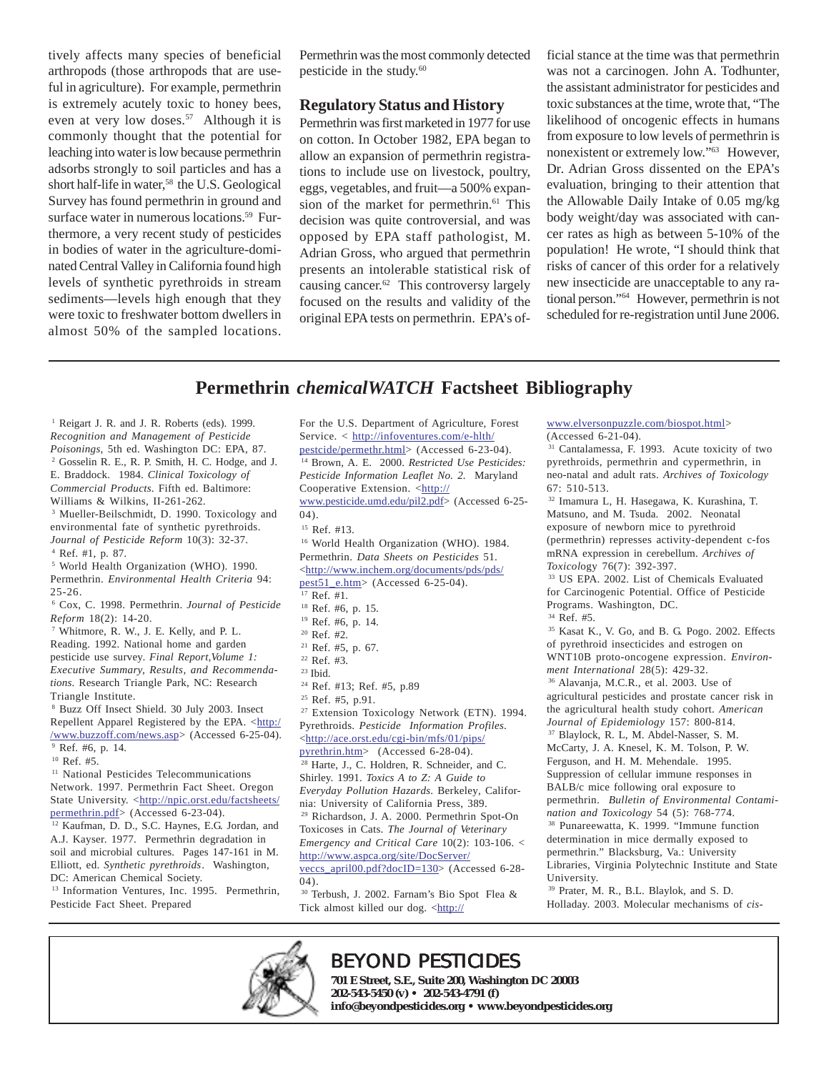tively affects many species of beneficial arthropods (those arthropods that are useful in agriculture). For example, permethrin is extremely acutely toxic to honey bees, even at very low doses.[57] Although it is commonly thought that the potential for leaching into water is low because permethrin adsorbs strongly to soil particles and has a short half-life in water,[58] the U.S. Geological Survey has found permethrin in ground and surface water in numerous locations.[59] Furthermore, a very recent study of pesticides in bodies of water in the agriculture-dominated Central Valley in California found high levels of synthetic pyrethroids in stream sediments—levels high enough that they were toxic to freshwater bottom dwellers in almost 50% of the sampled locations. Permethrin was the most commonly detected pesticide in the study.[60]

## Regulatory Status and History

Permethrin was first marketed in 1977 for use on cotton. In October 1982, EPA began to allow an expansion of permethrin registrations to include use on livestock, poultry, eggs, vegetables, and fruit—a 500% expansion of the market for permethrin.[61] This decision was quite controversial, and was opposed by EPA staff pathologist, M. Adrian Gross, who argued that permethrin presents an intolerable statistical risk of causing cancer.[62] This controversy largely focused on the results and validity of the original EPA tests on permethrin. EPA's official stance at the time was that permethrin was not a carcinogen. John A. Todhunter, the assistant administrator for pesticides and toxic substances at the time, wrote that, "The likelihood of oncogenic effects in humans from exposure to low levels of permethrin is nonexistent or extremely low."[63] However, Dr. Adrian Gross dissented on the EPA's evaluation, bringing to their attention that the Allowable Daily Intake of 0.05 mg/kg body weight/day was associated with cancer rates as high as between 5-10% of the population! He wrote, "I should think that risks of cancer of this order for a relatively new insecticide are unacceptable to any rational person."[64] However, permethrin is not scheduled for re-registration until June 2006.

## Permethrin *chemicalWATCH* Factsheet Bibliography

[1] Reigart J. R. and J. R. Roberts (eds). 1999. *Recognition and Management of Pesticide Poisonings*, 5th ed. Washington DC: EPA, 87.
[2] Gosselin R. E., R. P. Smith, H. C. Hodge, and J. E. Braddock. 1984. *Clinical Toxicology of Commercial Products.* Fifth ed. Baltimore: Williams & Wilkins, II-261-262.
[3] Mueller-Beilschmidt, D. 1990. Toxicology and environmental fate of synthetic pyrethroids. *Journal of Pesticide Reform* 10(3): 32-37.
[4] Ref. #1, p. 87.
[5] World Health Organization (WHO). 1990. Permethrin. *Environmental Health Criteria* 94: 25-26.
[6] Cox, C. 1998. Permethrin. *Journal of Pesticide Reform* 18(2): 14-20.
[7] Whitmore, R. W., J. E. Kelly, and P. L. Reading. 1992. National home and garden pesticide use survey. *Final Report,Volume 1: Executive Summary, Results, and Recommendations.* Research Triangle Park, NC: Research Triangle Institute.
[8] Buzz Off Insect Shield. 30 July 2003. Insect Repellent Apparel Registered by the EPA. <http://www.buzzoff.com/news.asp> (Accessed 6-25-04).
[9] Ref. #6, p. 14.
[10] Ref. #5.
[11] National Pesticides Telecommunications Network. 1997. Permethrin Fact Sheet. Oregon State University. <http://npic.orst.edu/factsheets/permethrin.pdf> (Accessed 6-23-04).
[12] Kaufman, D. D., S.C. Haynes, E.G. Jordan, and A.J. Kayser. 1977. Permethrin degradation in soil and microbial cultures. Pages 147-161 in M. Elliott, ed. *Synthetic pyrethroids*. Washington, DC: American Chemical Society.
[13] Information Ventures, Inc. 1995. Permethrin, Pesticide Fact Sheet. Prepared For the U.S. Department of Agriculture, Forest Service. < http://infoventures.com/e-hlth/pestcide/permethr.html> (Accessed 6-23-04).
[14] Brown, A. E. 2000. *Restricted Use Pesticides: Pesticide Information Leaflet No. 2.* Maryland Cooperative Extension. <http://www.pesticide.umd.edu/pil2.pdf> (Accessed 6-25-04).
[15] Ref. #13.
[16] World Health Organization (WHO). 1984. Permethrin. *Data Sheets on Pesticides* 51. <http://www.inchem.org/documents/pds/pds/pest51_e.htm> (Accessed 6-25-04).
[17] Ref. #1.
[18] Ref. #6, p. 15.
[19] Ref. #6, p. 14.
[20] Ref. #2.
[21] Ref. #5, p. 67.
[22] Ref. #3.
[23] Ibid.
[24] Ref. #13; Ref. #5, p.89
[25] Ref. #5, p.91.
[27] Extension Toxicology Network (ETN). 1994. Pyrethroids. *Pesticide Information Profiles.* <http://ace.orst.edu/cgi-bin/mfs/01/pips/pyrethrin.htm> (Accessed 6-28-04).
[28] Harte, J., C. Holdren, R. Schneider, and C. Shirley. 1991. *Toxics A to Z: A Guide to Everyday Pollution Hazards.* Berkeley, California: University of California Press, 389.
[29] Richardson, J. A. 2000. Permethrin Spot-On Toxicoses in Cats. *The Journal of Veterinary Emergency and Critical Care* 10(2): 103-106. < http://www.aspca.org/site/DocServer/veccs_april00.pdf?docID=130> (Accessed 6-28-04).
[30] Terbush, J. 2002. Farnam's Bio Spot Flea & Tick almost killed our dog. <http://www.elversonpuzzle.com/biospot.html> (Accessed 6-21-04).
[31] Cantalamessa, F. 1993. Acute toxicity of two pyrethroids, permethrin and cypermethrin, in neo-natal and adult rats. *Archives of Toxicology* 67: 510-513.
[32] Imamura L, H. Hasegawa, K. Kurashina, T. Matsuno, and M. Tsuda. 2002. Neonatal exposure of newborn mice to pyrethroid (permethrin) represses activity-dependent c-fos mRNA expression in cerebellum. *Archives of Toxicology* 76(7): 392-397.
[33] US EPA. 2002. List of Chemicals Evaluated for Carcinogenic Potential. Office of Pesticide Programs. Washington, DC.
[34] Ref. #5.
[35] Kasat K., V. Go, and B. G. Pogo. 2002. Effects of pyrethroid insecticides and estrogen on WNT10B proto-oncogene expression. *Environment International* 28(5): 429-32.
[36] Alavanja, M.C.R., et al. 2003. Use of agricultural pesticides and prostate cancer risk in the agricultural health study cohort. *American Journal of Epidemiology* 157: 800-814.
[37] Blaylock, R. L, M. Abdel-Nasser, S. M. McCarty, J. A. Knesel, K. M. Tolson, P. W. Ferguson, and H. M. Mehendale. 1995. Suppression of cellular immune responses in BALB/c mice following oral exposure to permethrin. *Bulletin of Environmental Contamination and Toxicology* 54 (5): 768-774.
[38] Punareewatta, K. 1999. "Immune function determination in mice dermally exposed to permethrin." Blacksburg, Va.: University Libraries, Virginia Polytechnic Institute and State University.
[39] Prater, M. R., B.L. Blaylock, and S. D. Holladay. 2003. Molecular mechanisms of *cis-*

**BEYOND PESTICIDES**
**701 E Street, S.E., Suite 200, Washington DC 20003**
**202-543-5450 (v) • 202-543-4791 (f)**
**info@beyondpesticides.org • www.beyondpesticides.org**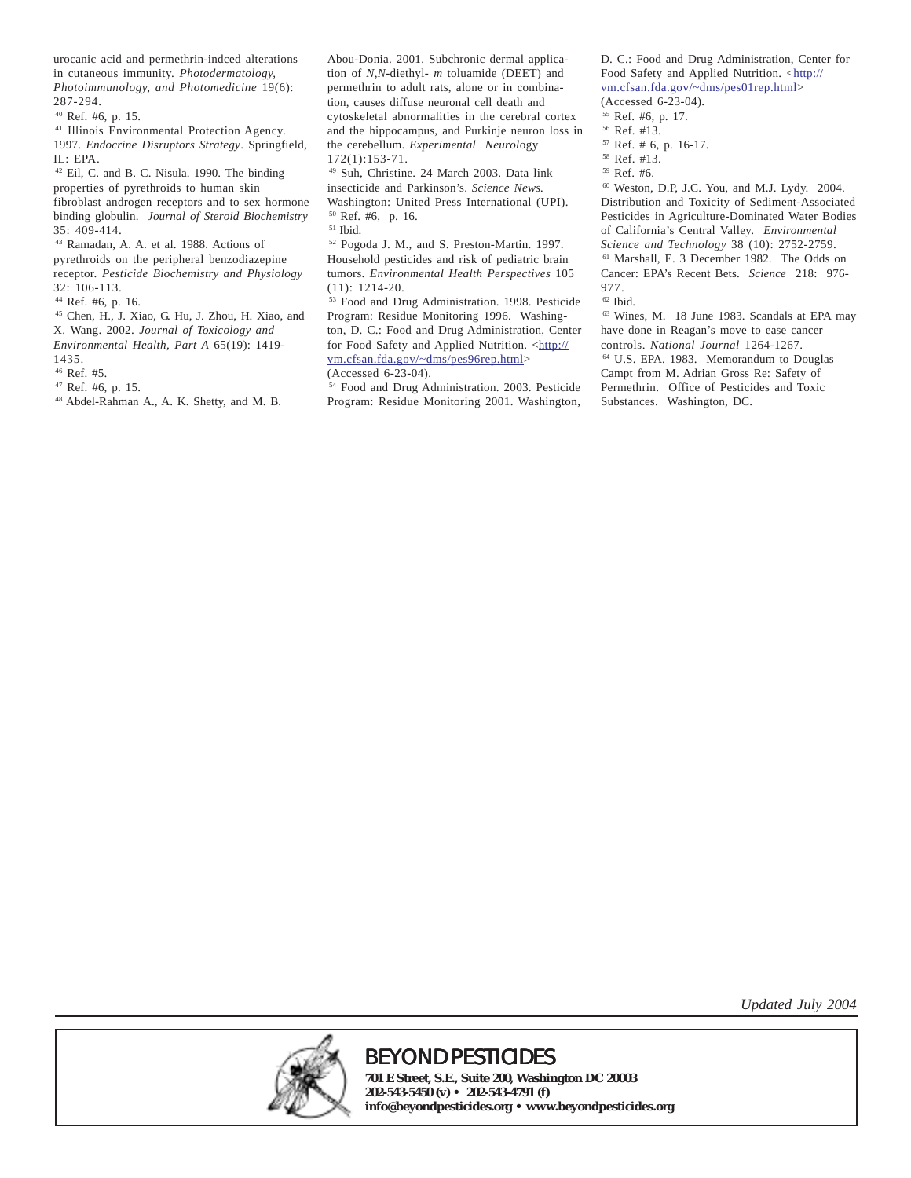urocanic acid and permethrin-indced alterations in cutaneous immunity. *Photodermatology, Photoimmunology, and Photomedicine* 19(6): 287-294.

[40] Ref. #6, p. 15.

[41] Illinois Environmental Protection Agency. 1997. *Endocrine Disruptors Strategy*. Springfield, IL: EPA.

[42] Eil, C. and B. C. Nisula. 1990. The binding properties of pyrethroids to human skin fibroblast androgen receptors and to sex hormone binding globulin. *Journal of Steroid Biochemistry* 35: 409-414.

[43] Ramadan, A. A. et al. 1988. Actions of pyrethroids on the peripheral benzodiazepine receptor. *Pesticide Biochemistry and Physiology* 32: 106-113.

[44] Ref. #6, p. 16.

[45] Chen, H., J. Xiao, G. Hu, J. Zhou, H. Xiao, and X. Wang. 2002. *Journal of Toxicology and Environmental Health, Part A* 65(19): 1419-1435.

[46] Ref. #5.

[47] Ref. #6, p. 15.

[48] Abdel-Rahman A., A. K. Shetty, and M. B. Abou-Donia. 2001. Subchronic dermal application of *N,N*-diethyl- *m* toluamide (DEET) and permethrin to adult rats, alone or in combination, causes diffuse neuronal cell death and cytoskeletal abnormalities in the cerebral cortex and the hippocampus, and Purkinje neuron loss in the cerebellum. *Experimental Neurol*ogy 172(1):153-71.

[49] Suh, Christine. 24 March 2003. Data link insecticide and Parkinson's. *Science News.* Washington: United Press International (UPI).

[50] Ref. #6, p. 16.

[51] Ibid.

[52] Pogoda J. M., and S. Preston-Martin. 1997. Household pesticides and risk of pediatric brain tumors. *Environmental Health Perspectives* 105 (11): 1214-20.

[53] Food and Drug Administration. 1998. Pesticide Program: Residue Monitoring 1996. Washington, D. C.: Food and Drug Administration, Center for Food Safety and Applied Nutrition. <http://vm.cfsan.fda.gov/~dms/pes96rep.html> (Accessed 6-23-04).

[54] Food and Drug Administration. 2003. Pesticide Program: Residue Monitoring 2001. Washington, D. C.: Food and Drug Administration, Center for Food Safety and Applied Nutrition. <http://vm.cfsan.fda.gov/~dms/pes01rep.html> (Accessed 6-23-04).

[55] Ref. #6, p. 17.

[56] Ref. #13.

[57] Ref. # 6, p. 16-17.

[58] Ref. #13.

[59] Ref. #6.

[60] Weston, D.P, J.C. You, and M.J. Lydy. 2004. Distribution and Toxicity of Sediment-Associated Pesticides in Agriculture-Dominated Water Bodies of California's Central Valley. *Environmental Science and Technology* 38 (10): 2752-2759.

[61] Marshall, E. 3 December 1982. The Odds on Cancer: EPA's Recent Bets. *Science* 218: 976-977.

[62] Ibid.

[63] Wines, M. 18 June 1983. Scandals at EPA may have done in Reagan's move to ease cancer controls. *National Journal* 1264-1267.

[64] U.S. EPA. 1983. Memorandum to Douglas Campt from M. Adrian Gross Re: Safety of Permethrin. Office of Pesticides and Toxic Substances. Washington, DC.

*Updated July 2004*

BEYOND PESTICIDES

**701 E Street, S.E., Suite 200, Washington DC 20003**
**202-543-5450 (v) • 202-543-4791 (f)**
**info@beyondpesticides.org • www.beyondpesticides.org**